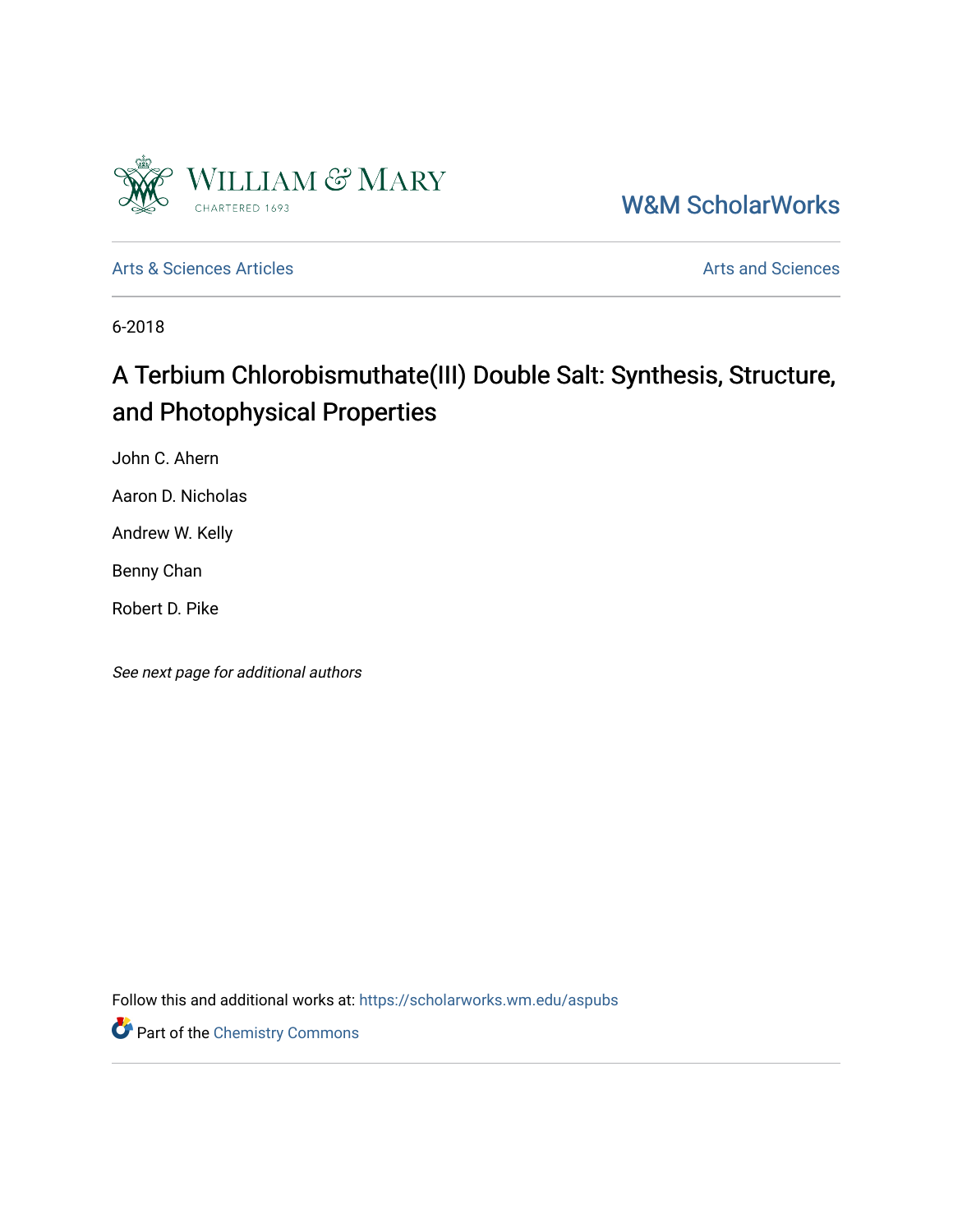William & Mary

CHARTERED 1693

W&M ScholarWorks

Arts & Sciences Articles

Arts and Sciences

6-2018

# A Terbium Chlorobismuthate(III) Double Salt: Synthesis, Structure, and Photophysical Properties

John C. Ahern

Aaron D. Nicholas

Andrew W. Kelly

Benny Chan

Robert D. Pike

*See next page for additional authors*

Follow this and additional works at: https://scholarworks.wm.edu/aspubs

Part of the Chemistry Commons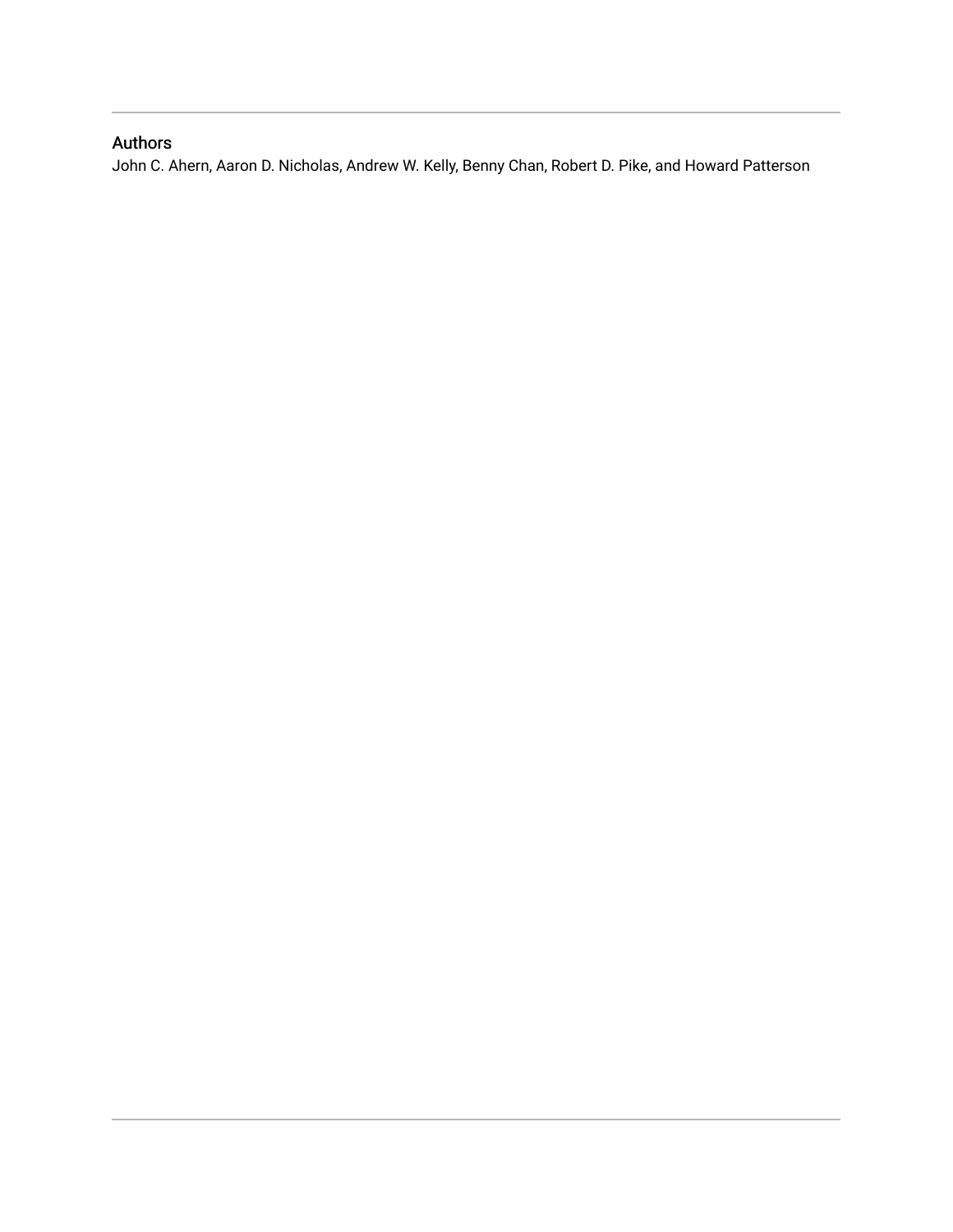## Authors

John C. Ahern, Aaron D. Nicholas, Andrew W. Kelly, Benny Chan, Robert D. Pike, and Howard Patterson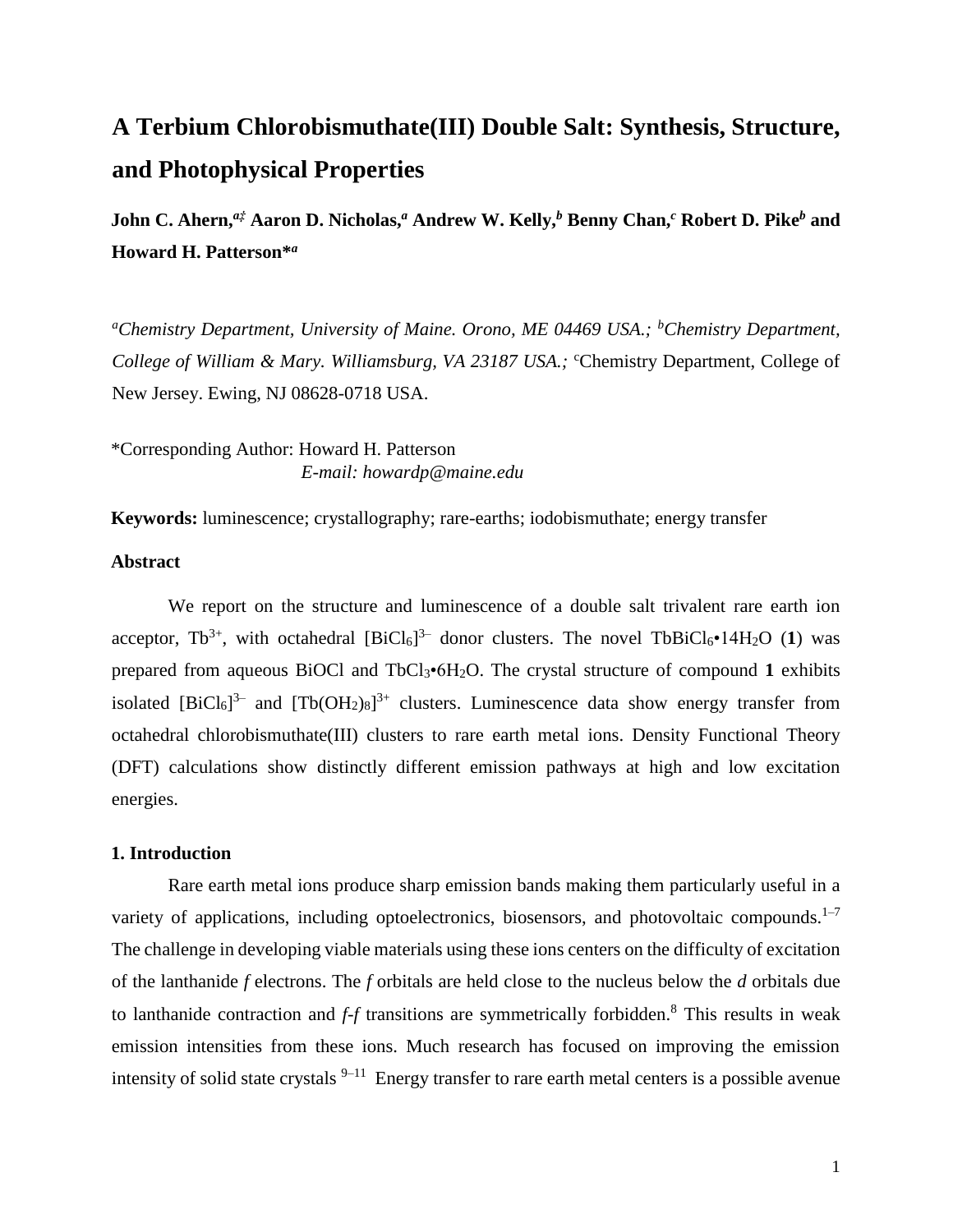# A Terbium Chlorobismuthate(III) Double Salt: Synthesis, Structure, and Photophysical Properties

**John C. Ahern,**[a‡] **Aaron D. Nicholas,**[a] **Andrew W. Kelly,**[b] **Benny Chan,**[c] **Robert D. Pike**[b] **and Howard H. Patterson***[a]

[a]*Chemistry Department, University of Maine. Orono, ME 04469 USA.;* [b]*Chemistry Department, College of William & Mary. Williamsburg, VA 23187 USA.;* [c]Chemistry Department, College of New Jersey. Ewing, NJ 08628-0718 USA.

*Corresponding Author: Howard H. Patterson
*E-mail: howardp@maine.edu*

**Keywords:** luminescence; crystallography; rare-earths; iodobismuthate; energy transfer

**Abstract**

We report on the structure and luminescence of a double salt trivalent rare earth ion acceptor, $Tb^{3+}$, with octahedral $[BiCl_6]^{3-}$ donor clusters. The novel $TbBiCl_6{\bullet}14H_2O$ (**1**) was prepared from aqueous BiOCl and $TbCl_3{\bullet}6H_2O$. The crystal structure of compound **1** exhibits isolated $[BiCl_6]^{3-}$ and $[Tb(OH_2)_8]^{3+}$ clusters. Luminescence data show energy transfer from octahedral chlorobismuthate(III) clusters to rare earth metal ions. Density Functional Theory (DFT) calculations show distinctly different emission pathways at high and low excitation energies.

## 1. Introduction

Rare earth metal ions produce sharp emission bands making them particularly useful in a variety of applications, including optoelectronics, biosensors, and photovoltaic compounds.[1–7] The challenge in developing viable materials using these ions centers on the difficulty of excitation of the lanthanide *f* electrons. The *f* orbitals are held close to the nucleus below the *d* orbitals due to lanthanide contraction and *f-f* transitions are symmetrically forbidden.[8] This results in weak emission intensities from these ions. Much research has focused on improving the emission intensity of solid state crystals [9–11] Energy transfer to rare earth metal centers is a possible avenue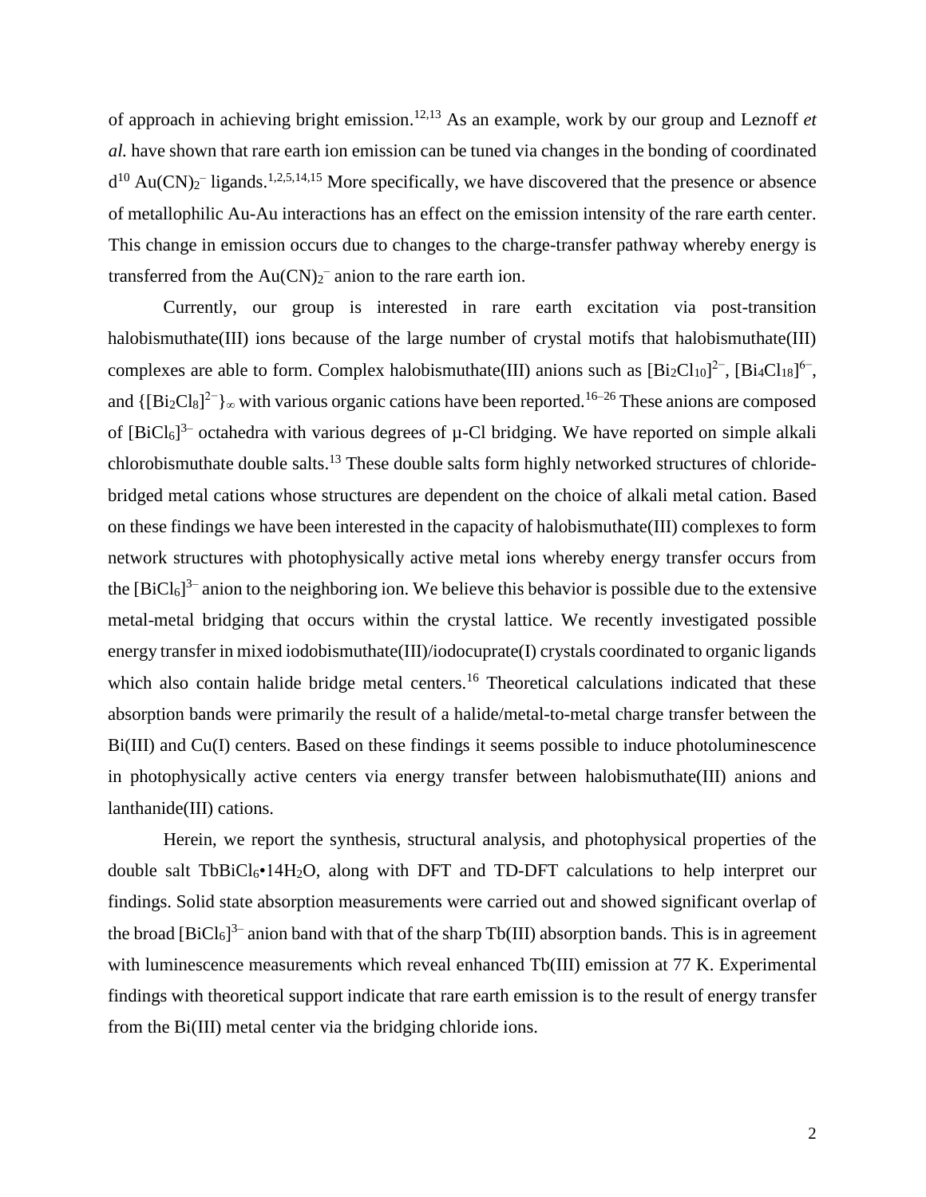of approach in achieving bright emission.[12,13] As an example, work by our group and Leznoff *et al.* have shown that rare earth ion emission can be tuned via changes in the bonding of coordinated $d^{10}$ $Au(CN)_2^-$ ligands.[1,2,5,14,15] More specifically, we have discovered that the presence or absence of metallophilic Au-Au interactions has an effect on the emission intensity of the rare earth center. This change in emission occurs due to changes to the charge-transfer pathway whereby energy is transferred from the $Au(CN)_2^-$ anion to the rare earth ion.

Currently, our group is interested in rare earth excitation via post-transition halobismuthate(III) ions because of the large number of crystal motifs that halobismuthate(III) complexes are able to form. Complex halobismuthate(III) anions such as $[Bi_2Cl_{10}]^{2-}$, $[Bi_4Cl_{18}]^{6-}$, and $\{[Bi_2Cl_8]^{2-}\}_\infty$ with various organic cations have been reported.[16–26] These anions are composed of $[BiCl_6]^{3-}$ octahedra with various degrees of μ-Cl bridging. We have reported on simple alkali chlorobismuthate double salts.[13] These double salts form highly networked structures of chloride-bridged metal cations whose structures are dependent on the choice of alkali metal cation. Based on these findings we have been interested in the capacity of halobismuthate(III) complexes to form network structures with photophysically active metal ions whereby energy transfer occurs from the $[BiCl_6]^{3-}$ anion to the neighboring ion. We believe this behavior is possible due to the extensive metal-metal bridging that occurs within the crystal lattice. We recently investigated possible energy transfer in mixed iodobismuthate(III)/iodocuprate(I) crystals coordinated to organic ligands which also contain halide bridge metal centers.[16] Theoretical calculations indicated that these absorption bands were primarily the result of a halide/metal-to-metal charge transfer between the Bi(III) and Cu(I) centers. Based on these findings it seems possible to induce photoluminescence in photophysically active centers via energy transfer between halobismuthate(III) anions and lanthanide(III) cations.

Herein, we report the synthesis, structural analysis, and photophysical properties of the double salt $TbBiCl_6 \cdot 14H_2O$, along with DFT and TD-DFT calculations to help interpret our findings. Solid state absorption measurements were carried out and showed significant overlap of the broad $[BiCl_6]^{3-}$ anion band with that of the sharp Tb(III) absorption bands. This is in agreement with luminescence measurements which reveal enhanced Tb(III) emission at 77 K. Experimental findings with theoretical support indicate that rare earth emission is to the result of energy transfer from the Bi(III) metal center via the bridging chloride ions.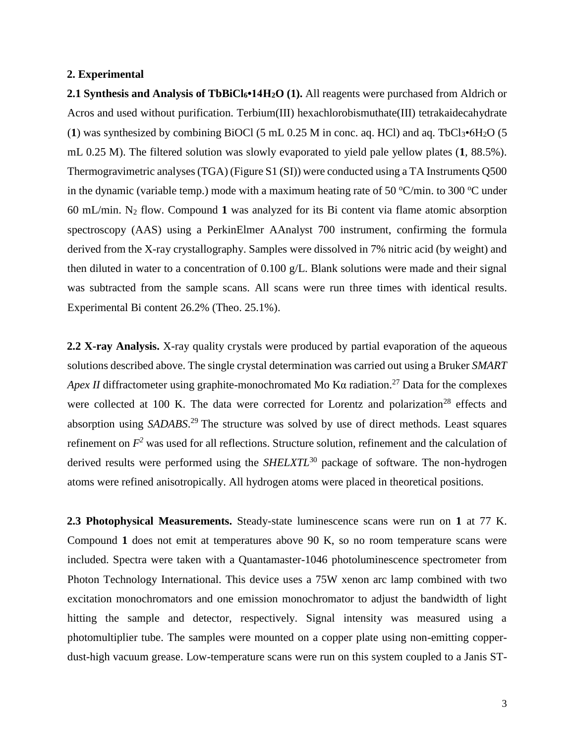## 2. Experimental

**2.1 Synthesis and Analysis of $TbBiCl_6$•$14H_2O$ (1).** All reagents were purchased from Aldrich or Acros and used without purification. Terbium(III) hexachlorobismuthate(III) tetrakaidecahydrate (**1**) was synthesized by combining BiOCl (5 mL 0.25 M in conc. aq. HCl) and aq. $TbCl_3$•$6H_2O$ (5 mL 0.25 M). The filtered solution was slowly evaporated to yield pale yellow plates (**1**, 88.5%). Thermogravimetric analyses (TGA) (Figure S1 (SI)) were conducted using a TA Instruments Q500 in the dynamic (variable temp.) mode with a maximum heating rate of 50 °C/min. to 300 °C under 60 mL/min. $N_2$ flow. Compound **1** was analyzed for its Bi content via flame atomic absorption spectroscopy (AAS) using a PerkinElmer AAnalyst 700 instrument, confirming the formula derived from the X-ray crystallography. Samples were dissolved in 7% nitric acid (by weight) and then diluted in water to a concentration of 0.100 g/L. Blank solutions were made and their signal was subtracted from the sample scans. All scans were run three times with identical results. Experimental Bi content 26.2% (Theo. 25.1%).

**2.2 X-ray Analysis.** X-ray quality crystals were produced by partial evaporation of the aqueous solutions described above. The single crystal determination was carried out using a Bruker *SMART Apex II* diffractometer using graphite-monochromated Mo Kα radiation.[27] Data for the complexes were collected at 100 K. The data were corrected for Lorentz and polarization[28] effects and absorption using *SADABS*.[29] The structure was solved by use of direct methods. Least squares refinement on $F^2$ was used for all reflections. Structure solution, refinement and the calculation of derived results were performed using the *SHELXTL*[30] package of software. The non-hydrogen atoms were refined anisotropically. All hydrogen atoms were placed in theoretical positions.

**2.3 Photophysical Measurements.** Steady-state luminescence scans were run on **1** at 77 K. Compound **1** does not emit at temperatures above 90 K, so no room temperature scans were included. Spectra were taken with a Quantamaster-1046 photoluminescence spectrometer from Photon Technology International. This device uses a 75W xenon arc lamp combined with two excitation monochromators and one emission monochromator to adjust the bandwidth of light hitting the sample and detector, respectively. Signal intensity was measured using a photomultiplier tube. The samples were mounted on a copper plate using non-emitting copper-dust-high vacuum grease. Low-temperature scans were run on this system coupled to a Janis ST-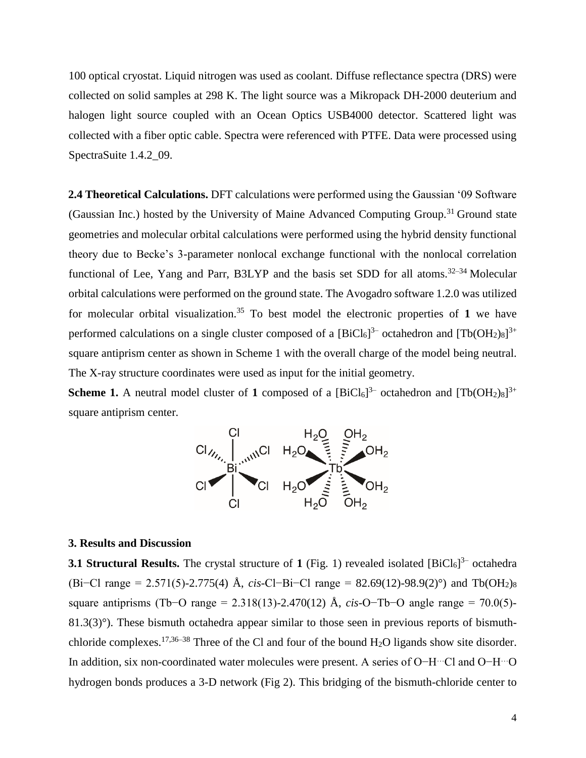100 optical cryostat. Liquid nitrogen was used as coolant. Diffuse reflectance spectra (DRS) were collected on solid samples at 298 K. The light source was a Mikropack DH-2000 deuterium and halogen light source coupled with an Ocean Optics USB4000 detector. Scattered light was collected with a fiber optic cable. Spectra were referenced with PTFE. Data were processed using SpectraSuite 1.4.2_09.

**2.4 Theoretical Calculations.** DFT calculations were performed using the Gaussian '09 Software (Gaussian Inc.) hosted by the University of Maine Advanced Computing Group.[31] Ground state geometries and molecular orbital calculations were performed using the hybrid density functional theory due to Becke's 3-parameter nonlocal exchange functional with the nonlocal correlation functional of Lee, Yang and Parr, B3LYP and the basis set SDD for all atoms.[32–34] Molecular orbital calculations were performed on the ground state. The Avogadro software 1.2.0 was utilized for molecular orbital visualization.[35] To best model the electronic properties of **1** we have performed calculations on a single cluster composed of a $[BiCl_6]^{3-}$ octahedron and $[Tb(OH_2)_8]^{3+}$ square antiprism center as shown in Scheme 1 with the overall charge of the model being neutral. The X-ray structure coordinates were used as input for the initial geometry.

**Scheme 1.** A neutral model cluster of **1** composed of a $[BiCl_6]^{3-}$ octahedron and $[Tb(OH_2)_8]^{3+}$ square antiprism center.

### 3. Results and Discussion

**3.1 Structural Results.** The crystal structure of **1** (Fig. 1) revealed isolated $[BiCl_6]^{3-}$ octahedra (Bi−Cl range = 2.571(5)-2.775(4) Å, *cis*-Cl−Bi−Cl range = 82.69(12)-98.9(2)°) and $Tb(OH_2)_8$ square antiprisms (Tb−O range = 2.318(13)-2.470(12) Å, *cis*-O−Tb−O angle range = 70.0(5)-81.3(3)°). These bismuth octahedra appear similar to those seen in previous reports of bismuth-chloride complexes.[17,36–38] Three of the Cl and four of the bound $H_2O$ ligands show site disorder. In addition, six non-coordinated water molecules were present. A series of O−H···Cl and O−H···O hydrogen bonds produces a 3-D network (Fig 2). This bridging of the bismuth-chloride center to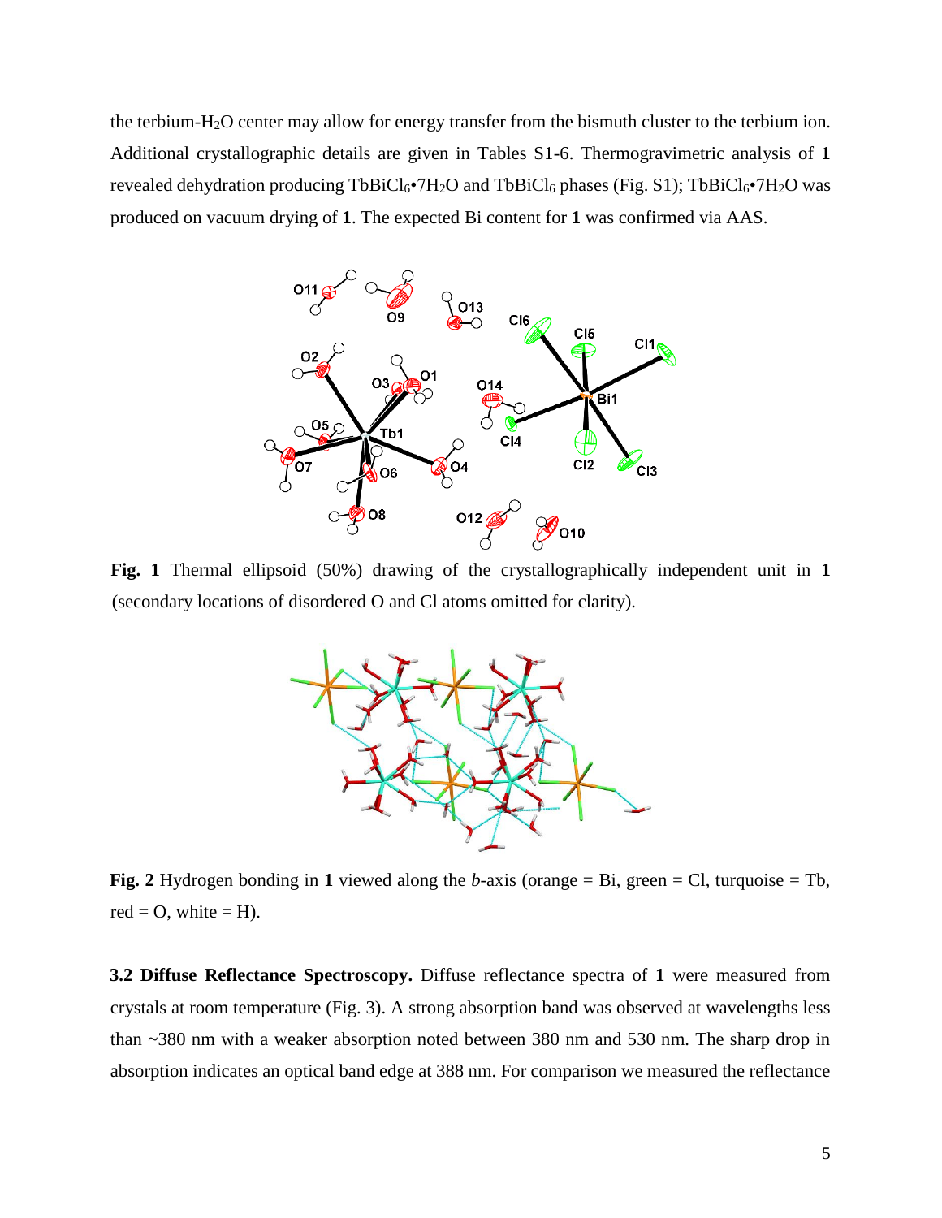the terbium-$H_2O$ center may allow for energy transfer from the bismuth cluster to the terbium ion. Additional crystallographic details are given in Tables S1-6. Thermogravimetric analysis of **1** revealed dehydration producing $TbBiCl_6$•$7H_2O$ and $TbBiCl_6$ phases (Fig. S1); $TbBiCl_6$•$7H_2O$ was produced on vacuum drying of **1**. The expected Bi content for **1** was confirmed via AAS.

**Fig. 1** Thermal ellipsoid (50%) drawing of the crystallographically independent unit in **1** (secondary locations of disordered O and Cl atoms omitted for clarity).

**Fig. 2** Hydrogen bonding in **1** viewed along the *b*-axis (orange = Bi, green = Cl, turquoise = Tb, red = O, white = H).

**3.2 Diffuse Reflectance Spectroscopy.** Diffuse reflectance spectra of **1** were measured from crystals at room temperature (Fig. 3). A strong absorption band was observed at wavelengths less than ~380 nm with a weaker absorption noted between 380 nm and 530 nm. The sharp drop in absorption indicates an optical band edge at 388 nm. For comparison we measured the reflectance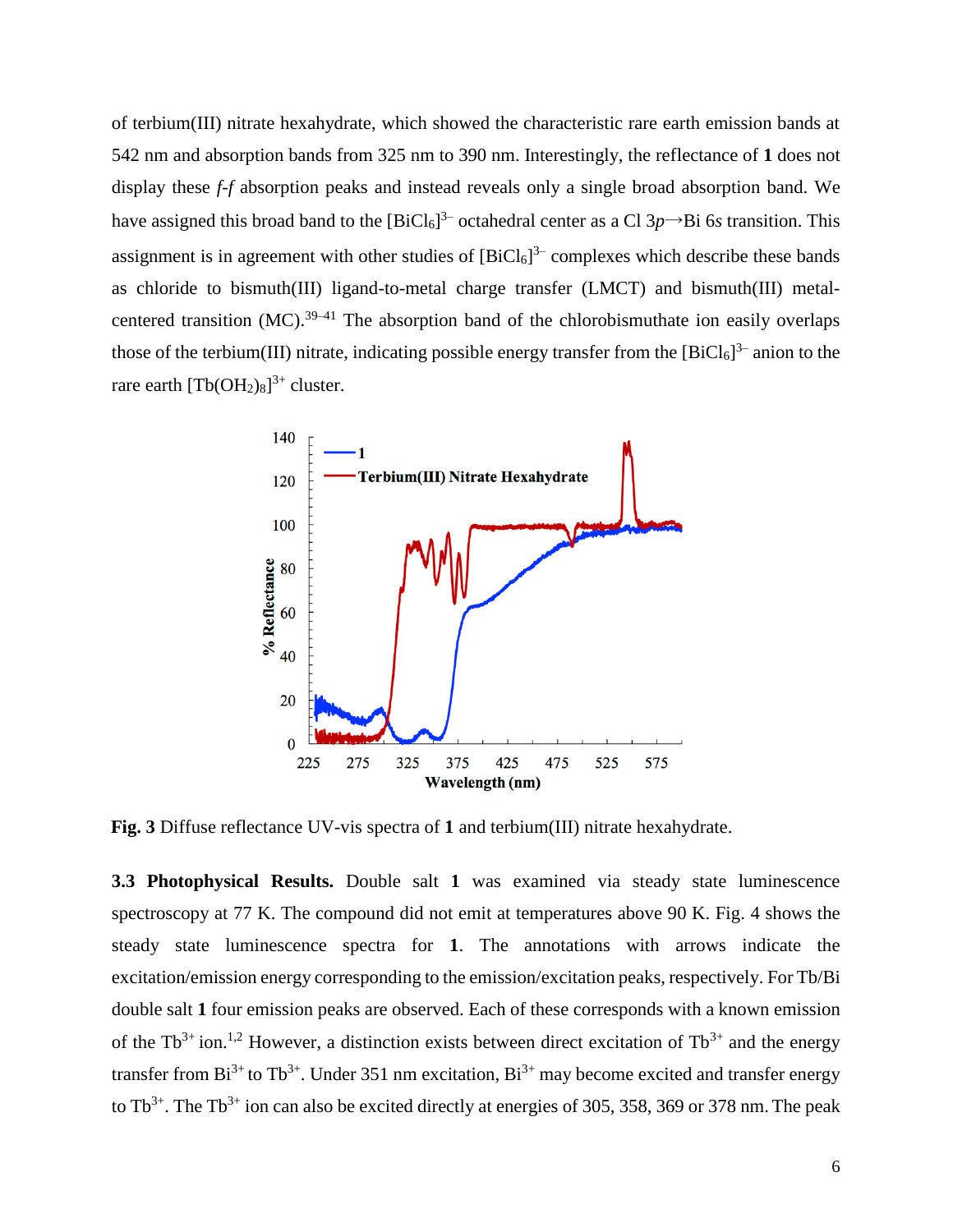of terbium(III) nitrate hexahydrate, which showed the characteristic rare earth emission bands at 542 nm and absorption bands from 325 nm to 390 nm. Interestingly, the reflectance of **1** does not display these *f-f* absorption peaks and instead reveals only a single broad absorption band. We have assigned this broad band to the $[BiCl_6]^{3-}$ octahedral center as a Cl 3*p*→Bi 6*s* transition. This assignment is in agreement with other studies of $[BiCl_6]^{3-}$ complexes which describe these bands as chloride to bismuth(III) ligand-to-metal charge transfer (LMCT) and bismuth(III) metal-centered transition (MC).[39–41] The absorption band of the chlorobismuthate ion easily overlaps those of the terbium(III) nitrate, indicating possible energy transfer from the $[BiCl_6]^{3-}$ anion to the rare earth $[Tb(OH_2)_8]^{3+}$ cluster.

**Fig. 3** Diffuse reflectance UV-vis spectra of **1** and terbium(III) nitrate hexahydrate.

**3.3 Photophysical Results.** Double salt **1** was examined via steady state luminescence spectroscopy at 77 K. The compound did not emit at temperatures above 90 K. Fig. 4 shows the steady state luminescence spectra for **1**. The annotations with arrows indicate the excitation/emission energy corresponding to the emission/excitation peaks, respectively. For Tb/Bi double salt **1** four emission peaks are observed. Each of these corresponds with a known emission of the $Tb^{3+}$ ion.[1,2] However, a distinction exists between direct excitation of $Tb^{3+}$ and the energy transfer from $Bi^{3+}$ to $Tb^{3+}$. Under 351 nm excitation, $Bi^{3+}$ may become excited and transfer energy to $Tb^{3+}$. The $Tb^{3+}$ ion can also be excited directly at energies of 305, 358, 369 or 378 nm. The peak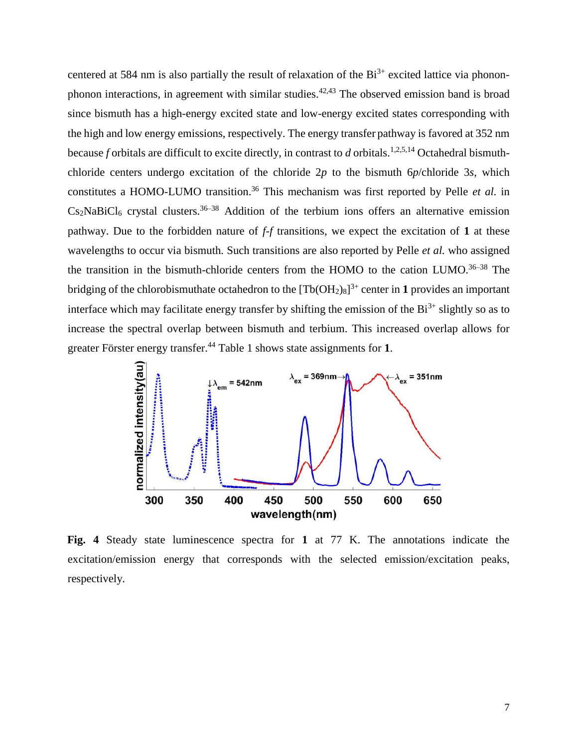centered at 584 nm is also partially the result of relaxation of the $Bi^{3+}$ excited lattice via phonon-phonon interactions, in agreement with similar studies.[42,43] The observed emission band is broad since bismuth has a high-energy excited state and low-energy excited states corresponding with the high and low energy emissions, respectively. The energy transfer pathway is favored at 352 nm because *f* orbitals are difficult to excite directly, in contrast to *d* orbitals.[1,2,5,14] Octahedral bismuth-chloride centers undergo excitation of the chloride 2*p* to the bismuth 6*p*/chloride 3*s*, which constitutes a HOMO-LUMO transition.[36] This mechanism was first reported by Pelle *et al.* in $Cs_2NaBiCl_6$ crystal clusters.[36–38] Addition of the terbium ions offers an alternative emission pathway. Due to the forbidden nature of *f*-*f* transitions, we expect the excitation of **1** at these wavelengths to occur via bismuth. Such transitions are also reported by Pelle *et al.* who assigned the transition in the bismuth-chloride centers from the HOMO to the cation LUMO.[36–38] The bridging of the chlorobismuthate octahedron to the $[Tb(OH_2)_8]^{3+}$ center in **1** provides an important interface which may facilitate energy transfer by shifting the emission of the $Bi^{3+}$ slightly so as to increase the spectral overlap between bismuth and terbium. This increased overlap allows for greater Förster energy transfer.[44] Table 1 shows state assignments for **1**.

**Fig. 4** Steady state luminescence spectra for **1** at 77 K. The annotations indicate the excitation/emission energy that corresponds with the selected emission/excitation peaks, respectively.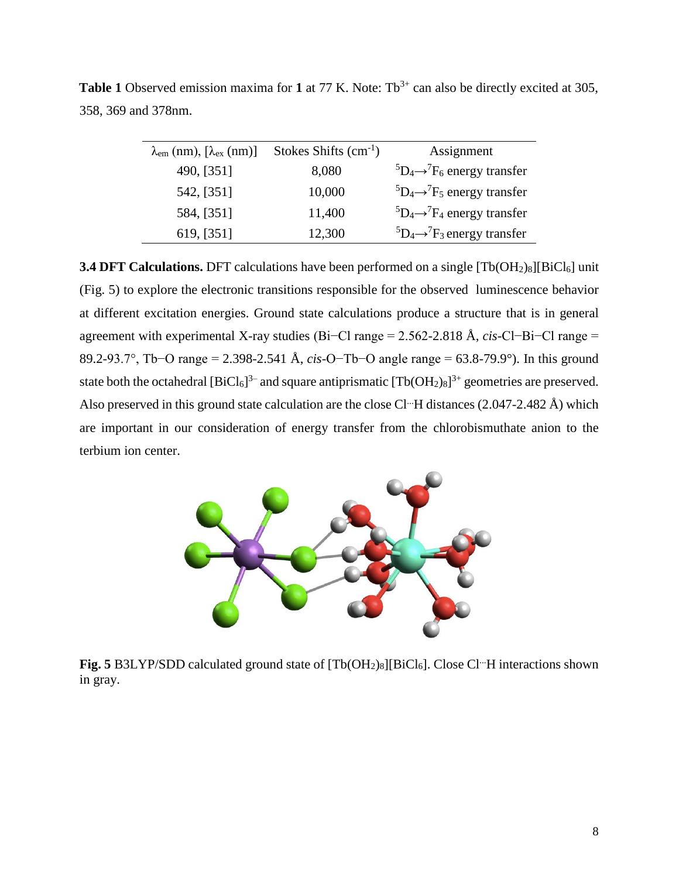**Table 1** Observed emission maxima for **1** at 77 K. Note: $Tb^{3+}$ can also be directly excited at 305, 358, 369 and 378nm.

| $\lambda_{em}$ (nm), [$\lambda_{ex}$ (nm)] | Stokes Shifts ($cm^{-1}$) | Assignment |
|---|---|---|
| 490, [351] | 8,080 | $^5D_4 \rightarrow {}^7F_6$ energy transfer |
| 542, [351] | 10,000 | $^5D_4 \rightarrow {}^7F_5$ energy transfer |
| 584, [351] | 11,400 | $^5D_4 \rightarrow {}^7F_4$ energy transfer |
| 619, [351] | 12,300 | $^5D_4 \rightarrow {}^7F_3$ energy transfer |

**3.4 DFT Calculations.** DFT calculations have been performed on a single $[Tb(OH_2)_8][BiCl_6]$ unit (Fig. 5) to explore the electronic transitions responsible for the observed luminescence behavior at different excitation energies. Ground state calculations produce a structure that is in general agreement with experimental X-ray studies (Bi−Cl range = 2.562-2.818 Å, *cis*-Cl−Bi−Cl range = 89.2-93.7°, Tb−O range = 2.398-2.541 Å, *cis*-O−Tb−O angle range = 63.8-79.9°). In this ground state both the octahedral $[BiCl_6]^{3-}$ and square antiprismatic $[Tb(OH_2)_8]^{3+}$ geometries are preserved. Also preserved in this ground state calculation are the close Cl···H distances (2.047-2.482 Å) which are important in our consideration of energy transfer from the chlorobismuthate anion to the terbium ion center.

**Fig. 5** B3LYP/SDD calculated ground state of $[Tb(OH_2)_8][BiCl_6]$. Close Cl···H interactions shown in gray.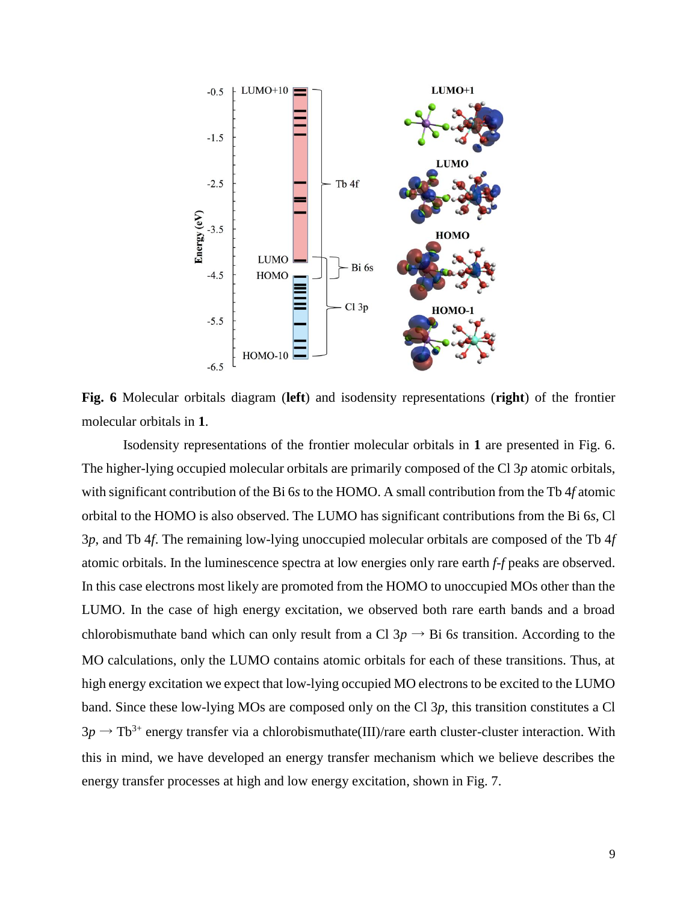**Fig. 6** Molecular orbitals diagram (**left**) and isodensity representations (**right**) of the frontier molecular orbitals in **1**.

Isodensity representations of the frontier molecular orbitals in **1** are presented in Fig. 6. The higher-lying occupied molecular orbitals are primarily composed of the Cl 3*p* atomic orbitals, with significant contribution of the Bi 6*s* to the HOMO. A small contribution from the Tb 4*f* atomic orbital to the HOMO is also observed. The LUMO has significant contributions from the Bi 6*s*, Cl 3*p*, and Tb 4*f*. The remaining low-lying unoccupied molecular orbitals are composed of the Tb 4*f* atomic orbitals. In the luminescence spectra at low energies only rare earth *f*-*f* peaks are observed. In this case electrons most likely are promoted from the HOMO to unoccupied MOs other than the LUMO. In the case of high energy excitation, we observed both rare earth bands and a broad chlorobismuthate band which can only result from a Cl 3*p* → Bi 6*s* transition. According to the MO calculations, only the LUMO contains atomic orbitals for each of these transitions. Thus, at high energy excitation we expect that low-lying occupied MO electrons to be excited to the LUMO band. Since these low-lying MOs are composed only on the Cl 3*p*, this transition constitutes a Cl 3*p* → $Tb^{3+}$ energy transfer via a chlorobismuthate(III)/rare earth cluster-cluster interaction. With this in mind, we have developed an energy transfer mechanism which we believe describes the energy transfer processes at high and low energy excitation, shown in Fig. 7.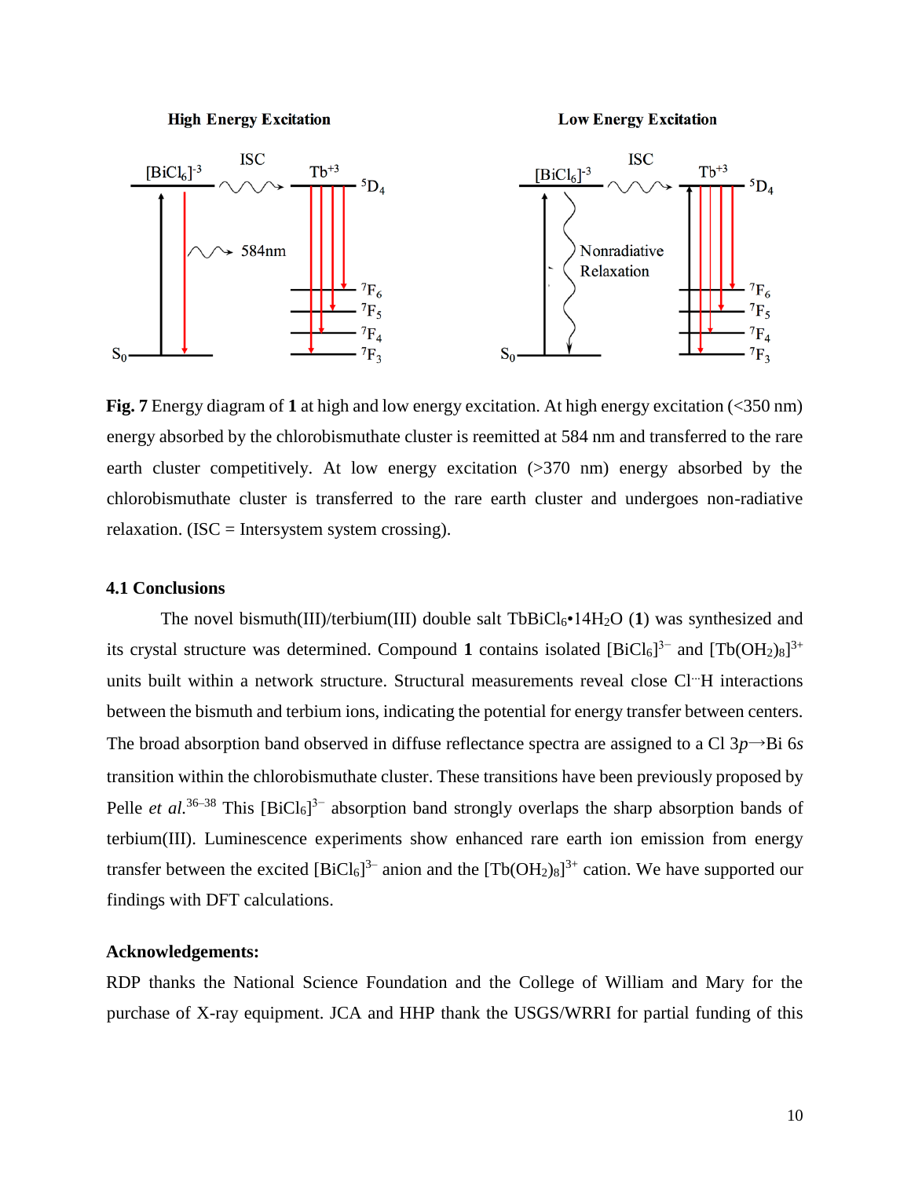**Fig. 7** Energy diagram of **1** at high and low energy excitation. At high energy excitation (<350 nm) energy absorbed by the chlorobismuthate cluster is reemitted at 584 nm and transferred to the rare earth cluster competitively. At low energy excitation (>370 nm) energy absorbed by the chlorobismuthate cluster is transferred to the rare earth cluster and undergoes non-radiative relaxation. (ISC = Intersystem system crossing).

### 4.1 Conclusions

The novel bismuth(III)/terbium(III) double salt $TbBiCl_6{\bullet}14H_2O$ (**1**) was synthesized and its crystal structure was determined. Compound **1** contains isolated $[BiCl_6]^{3-}$ and $[Tb(OH_2)_8]^{3+}$ units built within a network structure. Structural measurements reveal close Cl···H interactions between the bismuth and terbium ions, indicating the potential for energy transfer between centers. The broad absorption band observed in diffuse reflectance spectra are assigned to a Cl 3*p*→Bi 6*s* transition within the chlorobismuthate cluster. These transitions have been previously proposed by Pelle *et al.*[36–38] This $[BiCl_6]^{3-}$ absorption band strongly overlaps the sharp absorption bands of terbium(III). Luminescence experiments show enhanced rare earth ion emission from energy transfer between the excited $[BiCl_6]^{3-}$ anion and the $[Tb(OH_2)_8]^{3+}$ cation. We have supported our findings with DFT calculations.

**Acknowledgements:**

RDP thanks the National Science Foundation and the College of William and Mary for the purchase of X-ray equipment. JCA and HHP thank the USGS/WRRI for partial funding of this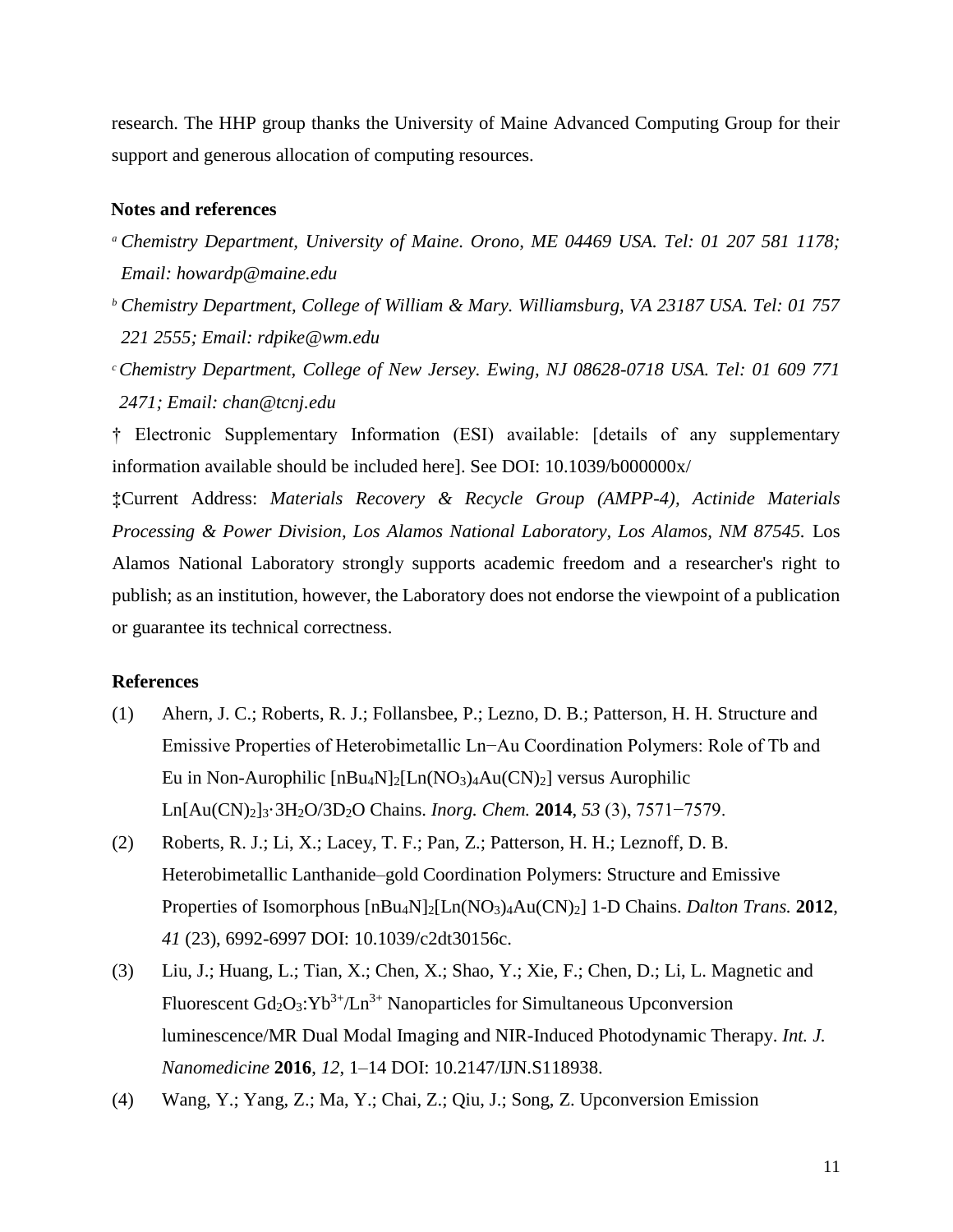research. The HHP group thanks the University of Maine Advanced Computing Group for their support and generous allocation of computing resources.

## Notes and references

[a] *Chemistry Department, University of Maine. Orono, ME 04469 USA. Tel: 01 207 581 1178; Email: howardp@maine.edu*

[b] *Chemistry Department, College of William & Mary. Williamsburg, VA 23187 USA. Tel: 01 757 221 2555; Email: rdpike@wm.edu*

[c] *Chemistry Department, College of New Jersey. Ewing, NJ 08628-0718 USA. Tel: 01 609 771 2471; Email: chan@tcnj.edu*

† Electronic Supplementary Information (ESI) available: [details of any supplementary information available should be included here]. See DOI: 10.1039/b000000x/

‡Current Address: *Materials Recovery & Recycle Group (AMPP-4), Actinide Materials Processing & Power Division, Los Alamos National Laboratory, Los Alamos, NM 87545.* Los Alamos National Laboratory strongly supports academic freedom and a researcher's right to publish; as an institution, however, the Laboratory does not endorse the viewpoint of a publication or guarantee its technical correctness.

## References

(1) Ahern, J. C.; Roberts, R. J.; Follansbee, P.; Lezno, D. B.; Patterson, H. H. Structure and Emissive Properties of Heterobimetallic Ln−Au Coordination Polymers: Role of Tb and Eu in Non-Aurophilic $[nBu_4N]_2[Ln(NO_3)_4Au(CN)_2]$ versus Aurophilic $Ln[Au(CN)_2]_3 \cdot 3H_2O/3D_2O$ Chains. *Inorg. Chem.* **2014**, *53* (3), 7571−7579.

(2) Roberts, R. J.; Li, X.; Lacey, T. F.; Pan, Z.; Patterson, H. H.; Leznoff, D. B. Heterobimetallic Lanthanide–gold Coordination Polymers: Structure and Emissive Properties of Isomorphous $[nBu_4N]_2[Ln(NO_3)_4Au(CN)_2]$ 1-D Chains. *Dalton Trans.* **2012**, *41* (23), 6992-6997 DOI: 10.1039/c2dt30156c.

(3) Liu, J.; Huang, L.; Tian, X.; Chen, X.; Shao, Y.; Xie, F.; Chen, D.; Li, L. Magnetic and Fluorescent $Gd_2O_3$:$Yb^{3+}$/$Ln^{3+}$ Nanoparticles for Simultaneous Upconversion luminescence/MR Dual Modal Imaging and NIR-Induced Photodynamic Therapy. *Int. J. Nanomedicine* **2016**, *12*, 1–14 DOI: 10.2147/IJN.S118938.

(4) Wang, Y.; Yang, Z.; Ma, Y.; Chai, Z.; Qiu, J.; Song, Z. Upconversion Emission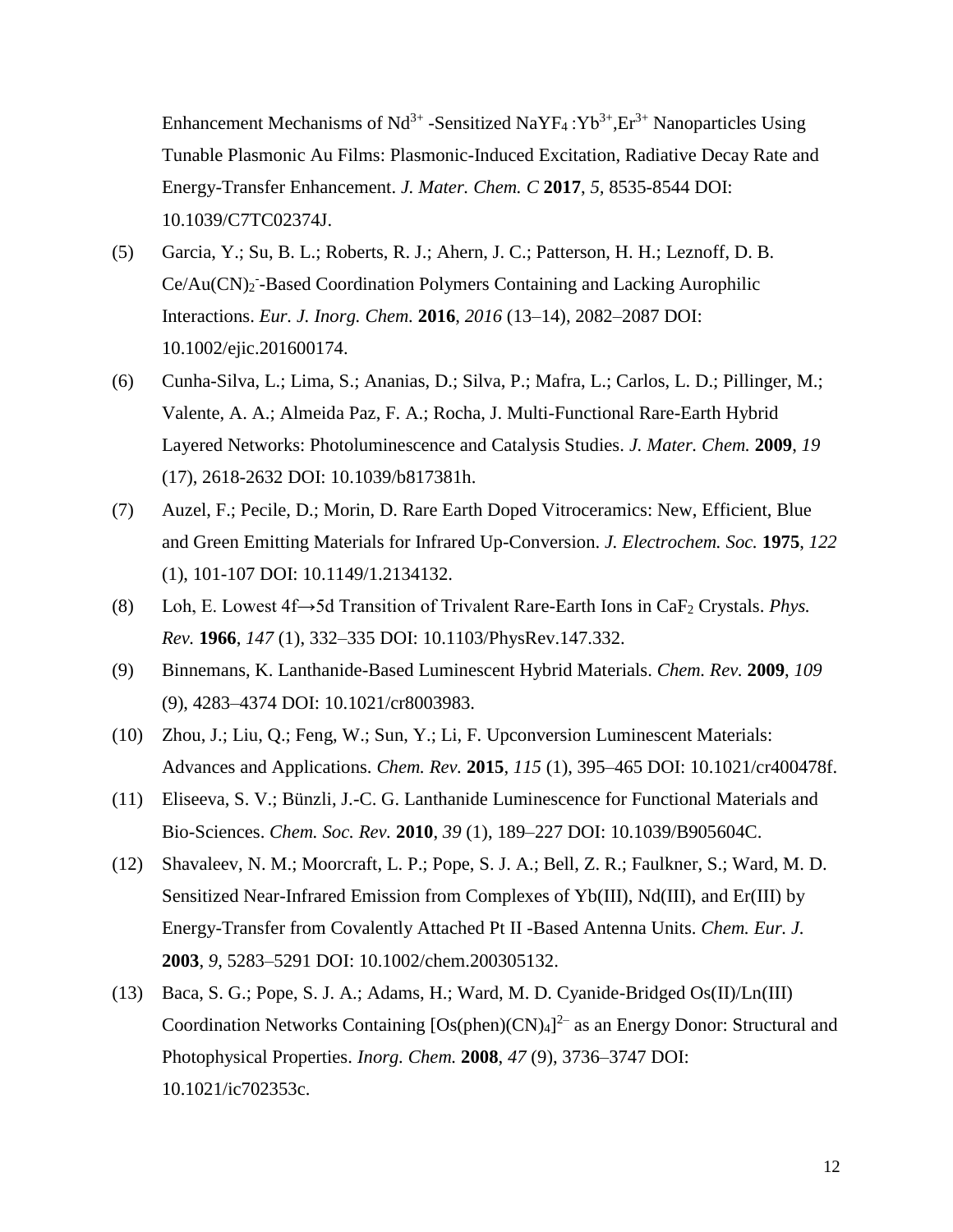Enhancement Mechanisms of $Nd^{3+}$ -Sensitized $NaYF_4$ :$Yb^{3+}$,$Er^{3+}$ Nanoparticles Using Tunable Plasmonic Au Films: Plasmonic-Induced Excitation, Radiative Decay Rate and Energy-Transfer Enhancement. *J. Mater. Chem. C* **2017**, *5*, 8535-8544 DOI: 10.1039/C7TC02374J.

(5) Garcia, Y.; Su, B. L.; Roberts, R. J.; Ahern, J. C.; Patterson, H. H.; Leznoff, D. B. Ce/$Au(CN)_2^-$-Based Coordination Polymers Containing and Lacking Aurophilic Interactions. *Eur. J. Inorg. Chem.* **2016**, *2016* (13–14), 2082–2087 DOI: 10.1002/ejic.201600174.

(6) Cunha-Silva, L.; Lima, S.; Ananias, D.; Silva, P.; Mafra, L.; Carlos, L. D.; Pillinger, M.; Valente, A. A.; Almeida Paz, F. A.; Rocha, J. Multi-Functional Rare-Earth Hybrid Layered Networks: Photoluminescence and Catalysis Studies. *J. Mater. Chem.* **2009**, *19* (17), 2618-2632 DOI: 10.1039/b817381h.

(7) Auzel, F.; Pecile, D.; Morin, D. Rare Earth Doped Vitroceramics: New, Efficient, Blue and Green Emitting Materials for Infrared Up-Conversion. *J. Electrochem. Soc.* **1975**, *122* (1), 101-107 DOI: 10.1149/1.2134132.

(8) Loh, E. Lowest 4f→5d Transition of Trivalent Rare-Earth Ions in $CaF_2$ Crystals. *Phys. Rev.* **1966**, *147* (1), 332–335 DOI: 10.1103/PhysRev.147.332.

(9) Binnemans, K. Lanthanide-Based Luminescent Hybrid Materials. *Chem. Rev.* **2009**, *109* (9), 4283–4374 DOI: 10.1021/cr8003983.

(10) Zhou, J.; Liu, Q.; Feng, W.; Sun, Y.; Li, F. Upconversion Luminescent Materials: Advances and Applications. *Chem. Rev.* **2015**, *115* (1), 395–465 DOI: 10.1021/cr400478f.

(11) Eliseeva, S. V.; Bünzli, J.-C. G. Lanthanide Luminescence for Functional Materials and Bio-Sciences. *Chem. Soc. Rev.* **2010**, *39* (1), 189–227 DOI: 10.1039/B905604C.

(12) Shavaleev, N. M.; Moorcraft, L. P.; Pope, S. J. A.; Bell, Z. R.; Faulkner, S.; Ward, M. D. Sensitized Near-Infrared Emission from Complexes of Yb(III), Nd(III), and Er(III) by Energy-Transfer from Covalently Attached Pt II -Based Antenna Units. *Chem. Eur. J.* **2003**, *9*, 5283–5291 DOI: 10.1002/chem.200305132.

(13) Baca, S. G.; Pope, S. J. A.; Adams, H.; Ward, M. D. Cyanide-Bridged Os(II)/Ln(III) Coordination Networks Containing $[Os(phen)(CN)_4]^{2-}$ as an Energy Donor: Structural and Photophysical Properties. *Inorg. Chem.* **2008**, *47* (9), 3736–3747 DOI: 10.1021/ic702353c.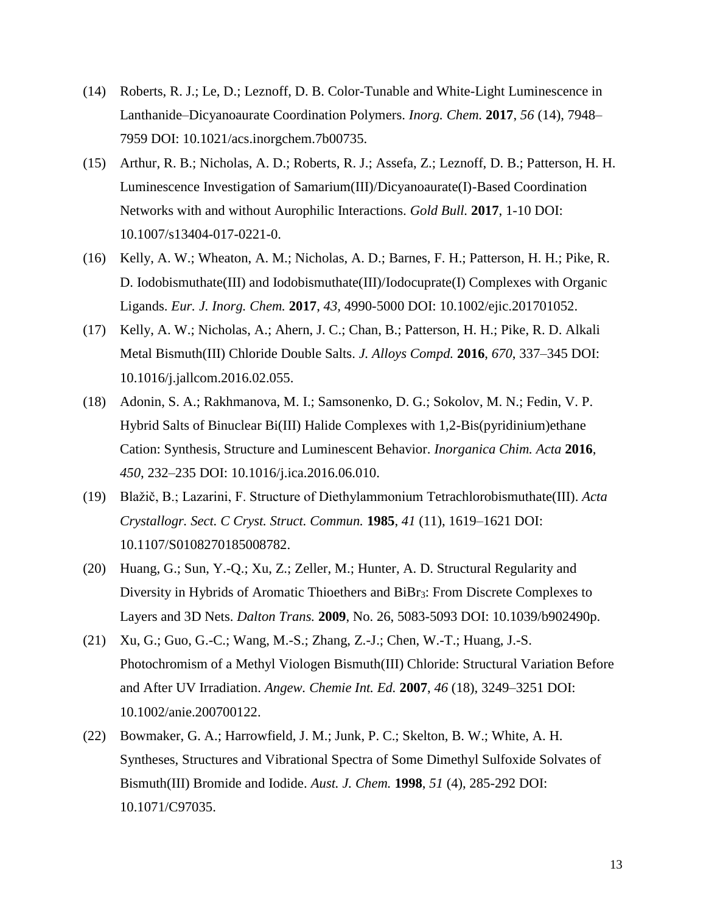(14) Roberts, R. J.; Le, D.; Leznoff, D. B. Color-Tunable and White-Light Luminescence in Lanthanide–Dicyanoaurate Coordination Polymers. *Inorg. Chem.* **2017**, *56* (14), 7948–7959 DOI: 10.1021/acs.inorgchem.7b00735.

(15) Arthur, R. B.; Nicholas, A. D.; Roberts, R. J.; Assefa, Z.; Leznoff, D. B.; Patterson, H. H. Luminescence Investigation of Samarium(III)/Dicyanoaurate(I)-Based Coordination Networks with and without Aurophilic Interactions. *Gold Bull.* **2017**, 1-10 DOI: 10.1007/s13404-017-0221-0.

(16) Kelly, A. W.; Wheaton, A. M.; Nicholas, A. D.; Barnes, F. H.; Patterson, H. H.; Pike, R. D. Iodobismuthate(III) and Iodobismuthate(III)/Iodocuprate(I) Complexes with Organic Ligands. *Eur. J. Inorg. Chem.* **2017**, *43*, 4990-5000 DOI: 10.1002/ejic.201701052.

(17) Kelly, A. W.; Nicholas, A.; Ahern, J. C.; Chan, B.; Patterson, H. H.; Pike, R. D. Alkali Metal Bismuth(III) Chloride Double Salts. *J. Alloys Compd.* **2016**, *670*, 337–345 DOI: 10.1016/j.jallcom.2016.02.055.

(18) Adonin, S. A.; Rakhmanova, M. I.; Samsonenko, D. G.; Sokolov, M. N.; Fedin, V. P. Hybrid Salts of Binuclear Bi(III) Halide Complexes with 1,2-Bis(pyridinium)ethane Cation: Synthesis, Structure and Luminescent Behavior. *Inorganica Chim. Acta* **2016**, *450*, 232–235 DOI: 10.1016/j.ica.2016.06.010.

(19) Blažič, B.; Lazarini, F. Structure of Diethylammonium Tetrachlorobismuthate(III). *Acta Crystallogr. Sect. C Cryst. Struct. Commun.* **1985**, *41* (11), 1619–1621 DOI: 10.1107/S0108270185008782.

(20) Huang, G.; Sun, Y.-Q.; Xu, Z.; Zeller, M.; Hunter, A. D. Structural Regularity and Diversity in Hybrids of Aromatic Thioethers and $BiBr_3$: From Discrete Complexes to Layers and 3D Nets. *Dalton Trans.* **2009**, No. 26, 5083-5093 DOI: 10.1039/b902490p.

(21) Xu, G.; Guo, G.-C.; Wang, M.-S.; Zhang, Z.-J.; Chen, W.-T.; Huang, J.-S. Photochromism of a Methyl Viologen Bismuth(III) Chloride: Structural Variation Before and After UV Irradiation. *Angew. Chemie Int. Ed.* **2007**, *46* (18), 3249–3251 DOI: 10.1002/anie.200700122.

(22) Bowmaker, G. A.; Harrowfield, J. M.; Junk, P. C.; Skelton, B. W.; White, A. H. Syntheses, Structures and Vibrational Spectra of Some Dimethyl Sulfoxide Solvates of Bismuth(III) Bromide and Iodide. *Aust. J. Chem.* **1998**, *51* (4), 285-292 DOI: 10.1071/C97035.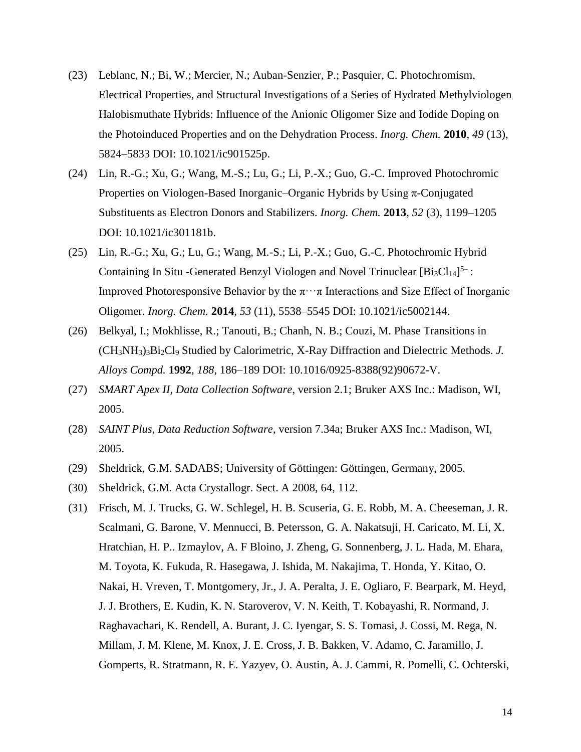(23) Leblanc, N.; Bi, W.; Mercier, N.; Auban-Senzier, P.; Pasquier, C. Photochromism, Electrical Properties, and Structural Investigations of a Series of Hydrated Methylviologen Halobismuthate Hybrids: Influence of the Anionic Oligomer Size and Iodide Doping on the Photoinduced Properties and on the Dehydration Process. *Inorg. Chem.* **2010**, *49* (13), 5824–5833 DOI: 10.1021/ic901525p.

(24) Lin, R.-G.; Xu, G.; Wang, M.-S.; Lu, G.; Li, P.-X.; Guo, G.-C. Improved Photochromic Properties on Viologen-Based Inorganic–Organic Hybrids by Using π-Conjugated Substituents as Electron Donors and Stabilizers. *Inorg. Chem.* **2013**, *52* (3), 1199–1205 DOI: 10.1021/ic301181b.

(25) Lin, R.-G.; Xu, G.; Lu, G.; Wang, M.-S.; Li, P.-X.; Guo, G.-C. Photochromic Hybrid Containing In Situ -Generated Benzyl Viologen and Novel Trinuclear $[Bi_3Cl_{14}]^{5-}$: Improved Photoresponsive Behavior by the π⋯π Interactions and Size Effect of Inorganic Oligomer. *Inorg. Chem.* **2014**, *53* (11), 5538–5545 DOI: 10.1021/ic5002144.

(26) Belkyal, I.; Mokhlisse, R.; Tanouti, B.; Chanh, N. B.; Couzi, M. Phase Transitions in $(CH_3NH_3)_3Bi_2Cl_9$ Studied by Calorimetric, X-Ray Diffraction and Dielectric Methods. *J. Alloys Compd.* **1992**, *188*, 186–189 DOI: 10.1016/0925-8388(92)90672-V.

(27) *SMART Apex II, Data Collection Software*, version 2.1; Bruker AXS Inc.: Madison, WI, 2005.

(28) *SAINT Plus, Data Reduction Software*, version 7.34a; Bruker AXS Inc.: Madison, WI, 2005.

(29) Sheldrick, G.M. SADABS; University of Göttingen: Göttingen, Germany, 2005.

(30) Sheldrick, G.M. Acta Crystallogr. Sect. A 2008, 64, 112.

(31) Frisch, M. J. Trucks, G. W. Schlegel, H. B. Scuseria, G. E. Robb, M. A. Cheeseman, J. R. Scalmani, G. Barone, V. Mennucci, B. Petersson, G. A. Nakatsuji, H. Caricato, M. Li, X. Hratchian, H. P.. Izmaylov, A. F Bloino, J. Zheng, G. Sonnenberg, J. L. Hada, M. Ehara, M. Toyota, K. Fukuda, R. Hasegawa, J. Ishida, M. Nakajima, T. Honda, Y. Kitao, O. Nakai, H. Vreven, T. Montgomery, Jr., J. A. Peralta, J. E. Ogliaro, F. Bearpark, M. Heyd, J. J. Brothers, E. Kudin, K. N. Staroverov, V. N. Keith, T. Kobayashi, R. Normand, J. Raghavachari, K. Rendell, A. Burant, J. C. Iyengar, S. S. Tomasi, J. Cossi, M. Rega, N. Millam, J. M. Klene, M. Knox, J. E. Cross, J. B. Bakken, V. Adamo, C. Jaramillo, J. Gomperts, R. Stratmann, R. E. Yazyev, O. Austin, A. J. Cammi, R. Pomelli, C. Ochterski,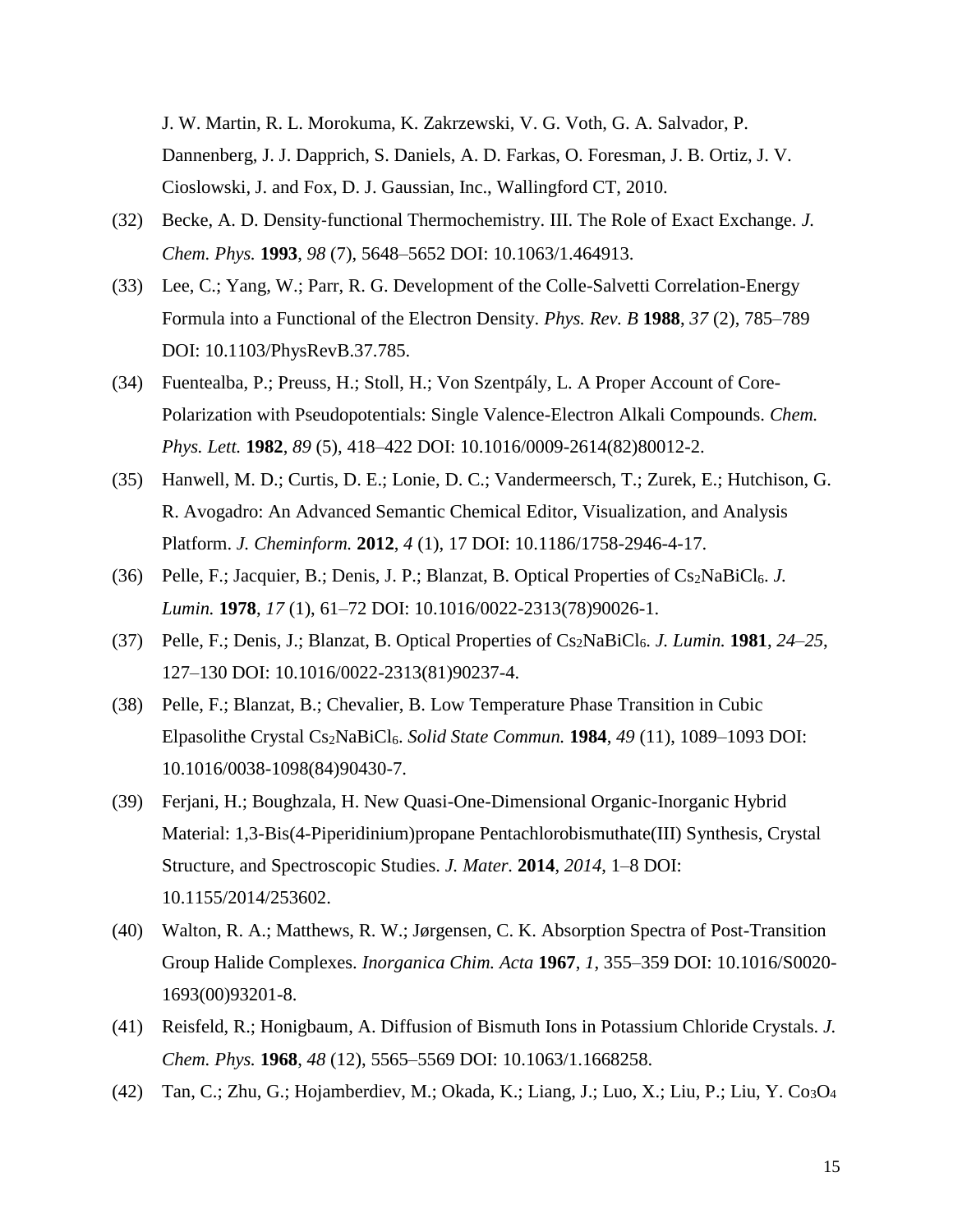J. W. Martin, R. L. Morokuma, K. Zakrzewski, V. G. Voth, G. A. Salvador, P. Dannenberg, J. J. Dapprich, S. Daniels, A. D. Farkas, O. Foresman, J. B. Ortiz, J. V. Cioslowski, J. and Fox, D. J. Gaussian, Inc., Wallingford CT, 2010.

(32) Becke, A. D. Density-functional Thermochemistry. III. The Role of Exact Exchange. *J. Chem. Phys.* **1993**, *98* (7), 5648–5652 DOI: 10.1063/1.464913.

(33) Lee, C.; Yang, W.; Parr, R. G. Development of the Colle-Salvetti Correlation-Energy Formula into a Functional of the Electron Density. *Phys. Rev. B* **1988**, *37* (2), 785–789 DOI: 10.1103/PhysRevB.37.785.

(34) Fuentealba, P.; Preuss, H.; Stoll, H.; Von Szentpály, L. A Proper Account of Core-Polarization with Pseudopotentials: Single Valence-Electron Alkali Compounds. *Chem. Phys. Lett.* **1982**, *89* (5), 418–422 DOI: 10.1016/0009-2614(82)80012-2.

(35) Hanwell, M. D.; Curtis, D. E.; Lonie, D. C.; Vandermeersch, T.; Zurek, E.; Hutchison, G. R. Avogadro: An Advanced Semantic Chemical Editor, Visualization, and Analysis Platform. *J. Cheminform.* **2012**, *4* (1), 17 DOI: 10.1186/1758-2946-4-17.

(36) Pelle, F.; Jacquier, B.; Denis, J. P.; Blanzat, B. Optical Properties of $Cs_2NaBiCl_6$. *J. Lumin.* **1978**, *17* (1), 61–72 DOI: 10.1016/0022-2313(78)90026-1.

(37) Pelle, F.; Denis, J.; Blanzat, B. Optical Properties of $Cs_2NaBiCl_6$. *J. Lumin.* **1981**, *24–25*, 127–130 DOI: 10.1016/0022-2313(81)90237-4.

(38) Pelle, F.; Blanzat, B.; Chevalier, B. Low Temperature Phase Transition in Cubic Elpasolithe Crystal $Cs_2NaBiCl_6$. *Solid State Commun.* **1984**, *49* (11), 1089–1093 DOI: 10.1016/0038-1098(84)90430-7.

(39) Ferjani, H.; Boughzala, H. New Quasi-One-Dimensional Organic-Inorganic Hybrid Material: 1,3-Bis(4-Piperidinium)propane Pentachlorobismuthate(III) Synthesis, Crystal Structure, and Spectroscopic Studies. *J. Mater.* **2014**, *2014*, 1–8 DOI: 10.1155/2014/253602.

(40) Walton, R. A.; Matthews, R. W.; Jørgensen, C. K. Absorption Spectra of Post-Transition Group Halide Complexes. *Inorganica Chim. Acta* **1967**, *1*, 355–359 DOI: 10.1016/S0020-1693(00)93201-8.

(41) Reisfeld, R.; Honigbaum, A. Diffusion of Bismuth Ions in Potassium Chloride Crystals. *J. Chem. Phys.* **1968**, *48* (12), 5565–5569 DOI: 10.1063/1.1668258.

(42) Tan, C.; Zhu, G.; Hojamberdiev, M.; Okada, K.; Liang, J.; Luo, X.; Liu, P.; Liu, Y. $Co_3O_4$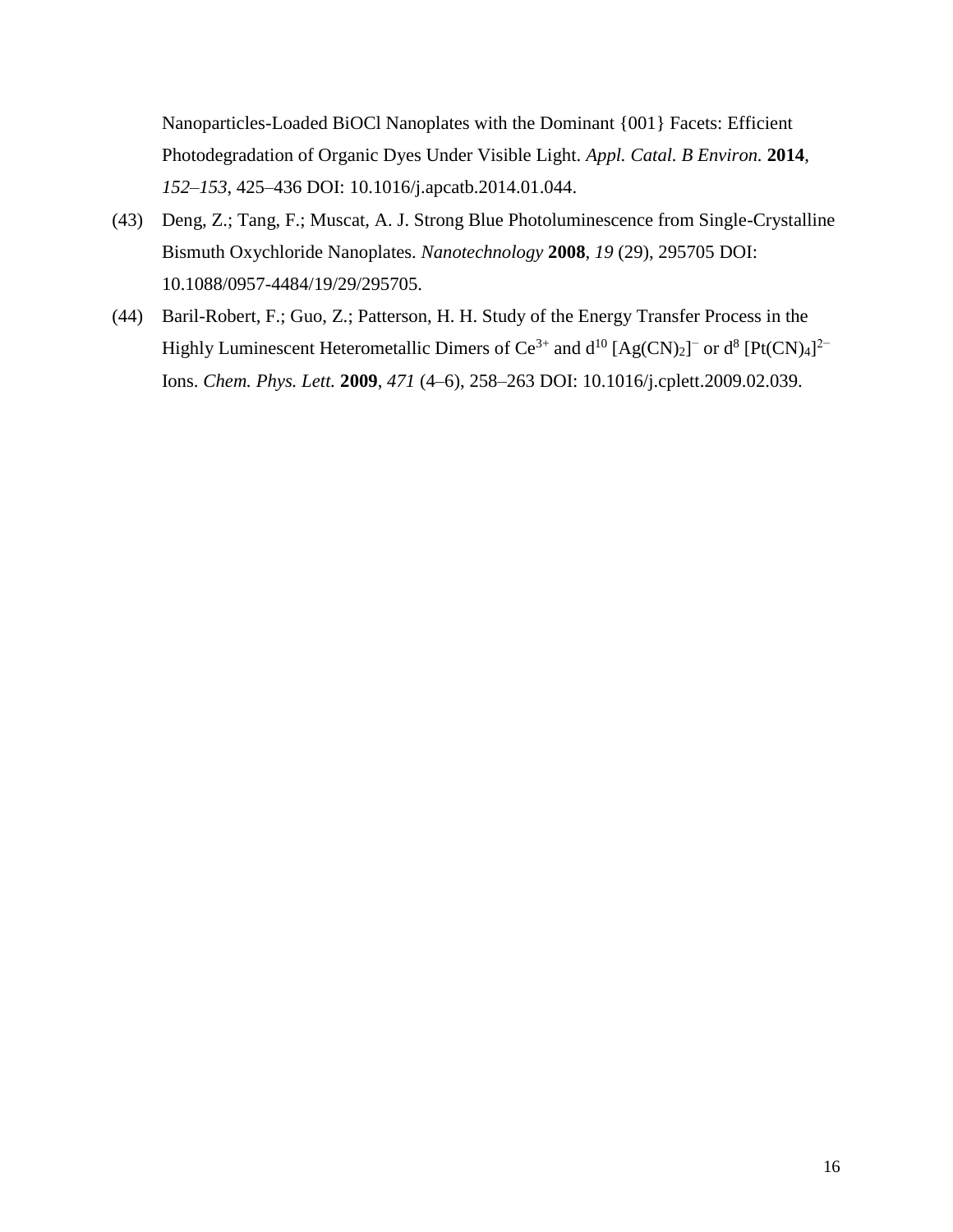Nanoparticles-Loaded BiOCl Nanoplates with the Dominant {001} Facets: Efficient Photodegradation of Organic Dyes Under Visible Light. *Appl. Catal. B Environ.* **2014**, *152–153*, 425–436 DOI: 10.1016/j.apcatb.2014.01.044.

(43) Deng, Z.; Tang, F.; Muscat, A. J. Strong Blue Photoluminescence from Single-Crystalline Bismuth Oxychloride Nanoplates. *Nanotechnology* **2008**, *19* (29), 295705 DOI: 10.1088/0957-4484/19/29/295705.

(44) Baril-Robert, F.; Guo, Z.; Patterson, H. H. Study of the Energy Transfer Process in the Highly Luminescent Heterometallic Dimers of $Ce^{3+}$ and $d^{10}$ $[Ag(CN)_2]^-$ or $d^8$ $[Pt(CN)_4]^{2-}$ Ions. *Chem. Phys. Lett.* **2009**, *471* (4–6), 258–263 DOI: 10.1016/j.cplett.2009.02.039.